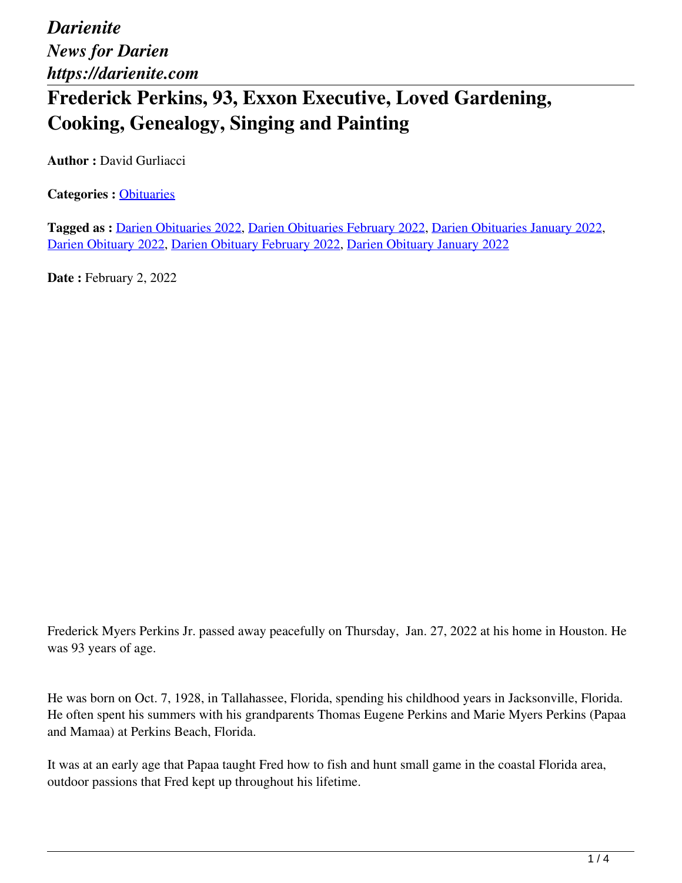*Darienite*
*News for Darien*
*https://darienite.com*

# Frederick Perkins, 93, Exxon Executive, Loved Gardening, Cooking, Genealogy, Singing and Painting

**Author :** David Gurliacci

**Categories :** Obituaries

**Tagged as :** Darien Obituaries 2022, Darien Obituaries February 2022, Darien Obituaries January 2022, Darien Obituary 2022, Darien Obituary February 2022, Darien Obituary January 2022

**Date :** February 2, 2022

Frederick Myers Perkins Jr. passed away peacefully on Thursday, Jan. 27, 2022 at his home in Houston. He was 93 years of age.

He was born on Oct. 7, 1928, in Tallahassee, Florida, spending his childhood years in Jacksonville, Florida. He often spent his summers with his grandparents Thomas Eugene Perkins and Marie Myers Perkins (Papaa and Mamaa) at Perkins Beach, Florida.

It was at an early age that Papaa taught Fred how to fish and hunt small game in the coastal Florida area, outdoor passions that Fred kept up throughout his lifetime.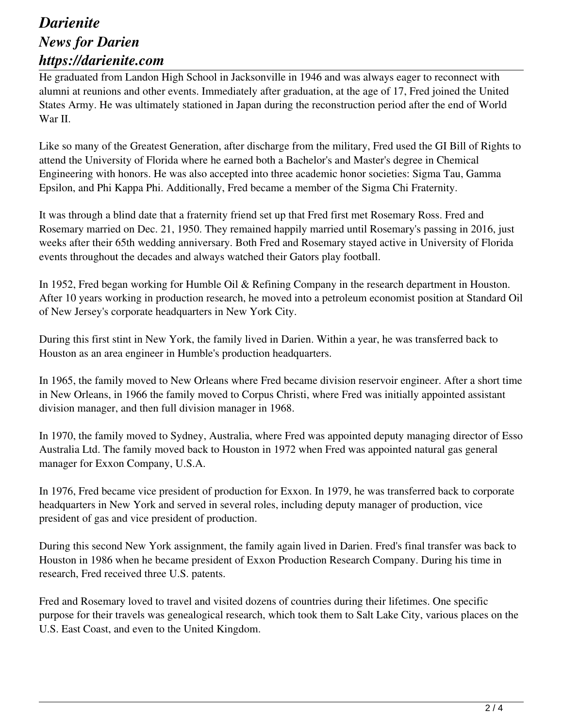He graduated from Landon High School in Jacksonville in 1946 and was always eager to reconnect with alumni at reunions and other events. Immediately after graduation, at the age of 17, Fred joined the United States Army. He was ultimately stationed in Japan during the reconstruction period after the end of World War II.

Like so many of the Greatest Generation, after discharge from the military, Fred used the GI Bill of Rights to attend the University of Florida where he earned both a Bachelor's and Master's degree in Chemical Engineering with honors. He was also accepted into three academic honor societies: Sigma Tau, Gamma Epsilon, and Phi Kappa Phi. Additionally, Fred became a member of the Sigma Chi Fraternity.

It was through a blind date that a fraternity friend set up that Fred first met Rosemary Ross. Fred and Rosemary married on Dec. 21, 1950. They remained happily married until Rosemary's passing in 2016, just weeks after their 65th wedding anniversary. Both Fred and Rosemary stayed active in University of Florida events throughout the decades and always watched their Gators play football.

In 1952, Fred began working for Humble Oil & Refining Company in the research department in Houston. After 10 years working in production research, he moved into a petroleum economist position at Standard Oil of New Jersey's corporate headquarters in New York City.

During this first stint in New York, the family lived in Darien. Within a year, he was transferred back to Houston as an area engineer in Humble's production headquarters.

In 1965, the family moved to New Orleans where Fred became division reservoir engineer. After a short time in New Orleans, in 1966 the family moved to Corpus Christi, where Fred was initially appointed assistant division manager, and then full division manager in 1968.

In 1970, the family moved to Sydney, Australia, where Fred was appointed deputy managing director of Esso Australia Ltd. The family moved back to Houston in 1972 when Fred was appointed natural gas general manager for Exxon Company, U.S.A.

In 1976, Fred became vice president of production for Exxon. In 1979, he was transferred back to corporate headquarters in New York and served in several roles, including deputy manager of production, vice president of gas and vice president of production.

During this second New York assignment, the family again lived in Darien. Fred's final transfer was back to Houston in 1986 when he became president of Exxon Production Research Company. During his time in research, Fred received three U.S. patents.

Fred and Rosemary loved to travel and visited dozens of countries during their lifetimes. One specific purpose for their travels was genealogical research, which took them to Salt Lake City, various places on the U.S. East Coast, and even to the United Kingdom.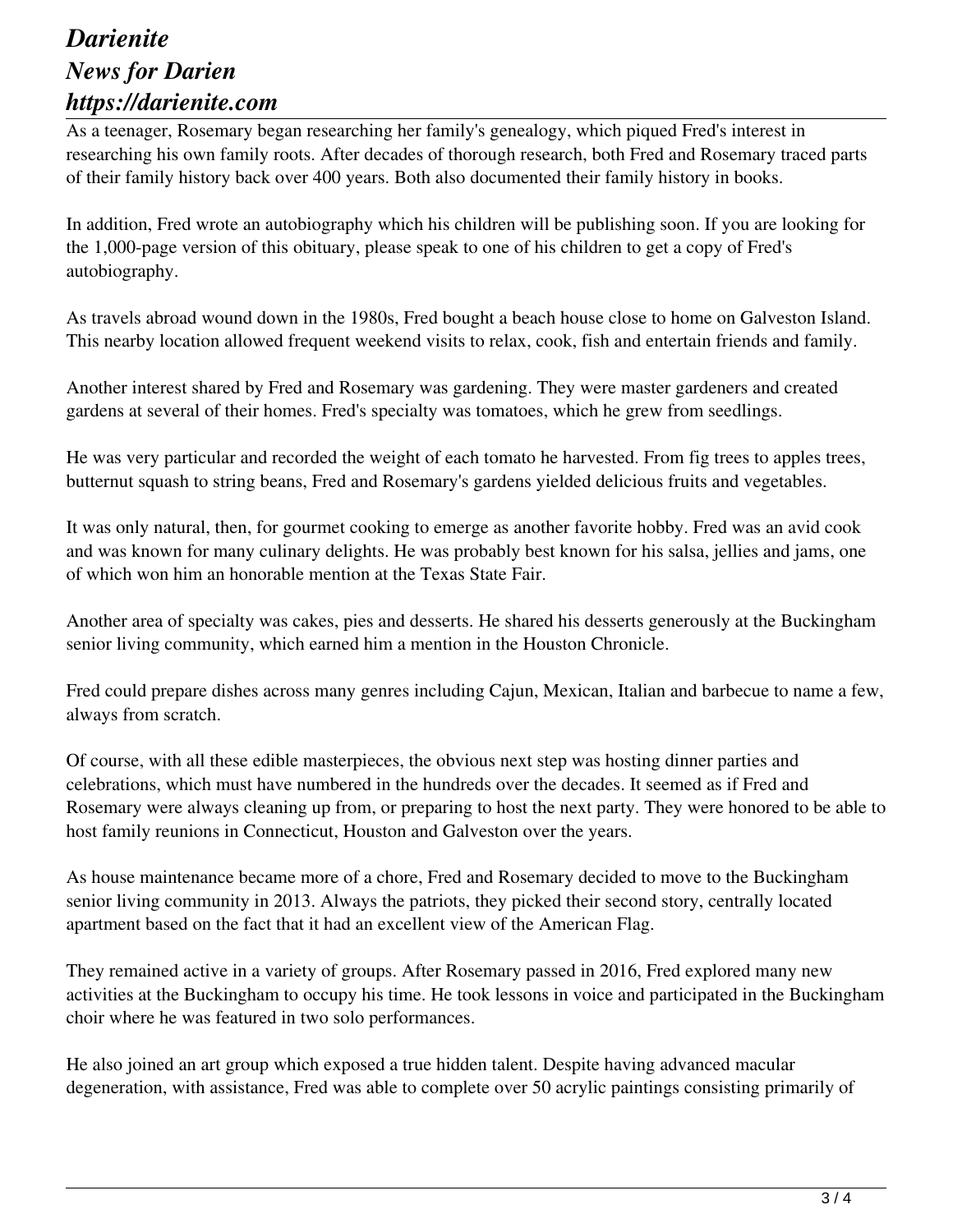As a teenager, Rosemary began researching her family's genealogy, which piqued Fred's interest in researching his own family roots. After decades of thorough research, both Fred and Rosemary traced parts of their family history back over 400 years. Both also documented their family history in books.

In addition, Fred wrote an autobiography which his children will be publishing soon. If you are looking for the 1,000-page version of this obituary, please speak to one of his children to get a copy of Fred's autobiography.

As travels abroad wound down in the 1980s, Fred bought a beach house close to home on Galveston Island. This nearby location allowed frequent weekend visits to relax, cook, fish and entertain friends and family.

Another interest shared by Fred and Rosemary was gardening. They were master gardeners and created gardens at several of their homes. Fred's specialty was tomatoes, which he grew from seedlings.

He was very particular and recorded the weight of each tomato he harvested. From fig trees to apples trees, butternut squash to string beans, Fred and Rosemary's gardens yielded delicious fruits and vegetables.

It was only natural, then, for gourmet cooking to emerge as another favorite hobby. Fred was an avid cook and was known for many culinary delights. He was probably best known for his salsa, jellies and jams, one of which won him an honorable mention at the Texas State Fair.

Another area of specialty was cakes, pies and desserts. He shared his desserts generously at the Buckingham senior living community, which earned him a mention in the Houston Chronicle.

Fred could prepare dishes across many genres including Cajun, Mexican, Italian and barbecue to name a few, always from scratch.

Of course, with all these edible masterpieces, the obvious next step was hosting dinner parties and celebrations, which must have numbered in the hundreds over the decades. It seemed as if Fred and Rosemary were always cleaning up from, or preparing to host the next party. They were honored to be able to host family reunions in Connecticut, Houston and Galveston over the years.

As house maintenance became more of a chore, Fred and Rosemary decided to move to the Buckingham senior living community in 2013. Always the patriots, they picked their second story, centrally located apartment based on the fact that it had an excellent view of the American Flag.

They remained active in a variety of groups. After Rosemary passed in 2016, Fred explored many new activities at the Buckingham to occupy his time. He took lessons in voice and participated in the Buckingham choir where he was featured in two solo performances.

He also joined an art group which exposed a true hidden talent. Despite having advanced macular degeneration, with assistance, Fred was able to complete over 50 acrylic paintings consisting primarily of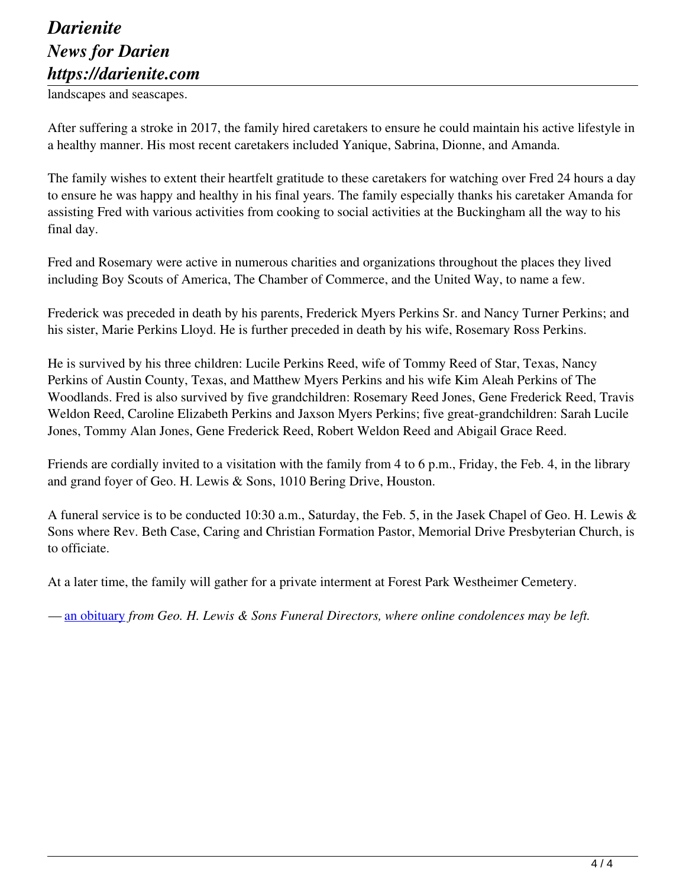landscapes and seascapes.

After suffering a stroke in 2017, the family hired caretakers to ensure he could maintain his active lifestyle in a healthy manner. His most recent caretakers included Yanique, Sabrina, Dionne, and Amanda.

The family wishes to extent their heartfelt gratitude to these caretakers for watching over Fred 24 hours a day to ensure he was happy and healthy in his final years. The family especially thanks his caretaker Amanda for assisting Fred with various activities from cooking to social activities at the Buckingham all the way to his final day.

Fred and Rosemary were active in numerous charities and organizations throughout the places they lived including Boy Scouts of America, The Chamber of Commerce, and the United Way, to name a few.

Frederick was preceded in death by his parents, Frederick Myers Perkins Sr. and Nancy Turner Perkins; and his sister, Marie Perkins Lloyd. He is further preceded in death by his wife, Rosemary Ross Perkins.

He is survived by his three children: Lucile Perkins Reed, wife of Tommy Reed of Star, Texas, Nancy Perkins of Austin County, Texas, and Matthew Myers Perkins and his wife Kim Aleah Perkins of The Woodlands. Fred is also survived by five grandchildren: Rosemary Reed Jones, Gene Frederick Reed, Travis Weldon Reed, Caroline Elizabeth Perkins and Jaxson Myers Perkins; five great-grandchildren: Sarah Lucile Jones, Tommy Alan Jones, Gene Frederick Reed, Robert Weldon Reed and Abigail Grace Reed.

Friends are cordially invited to a visitation with the family from 4 to 6 p.m., Friday, the Feb. 4, in the library and grand foyer of Geo. H. Lewis & Sons, 1010 Bering Drive, Houston.

A funeral service is to be conducted 10:30 a.m., Saturday, the Feb. 5, in the Jasek Chapel of Geo. H. Lewis & Sons where Rev. Beth Case, Caring and Christian Formation Pastor, Memorial Drive Presbyterian Church, is to officiate.

At a later time, the family will gather for a private interment at Forest Park Westheimer Cemetery.

— an obituary *from Geo. H. Lewis & Sons Funeral Directors, where online condolences may be left.*